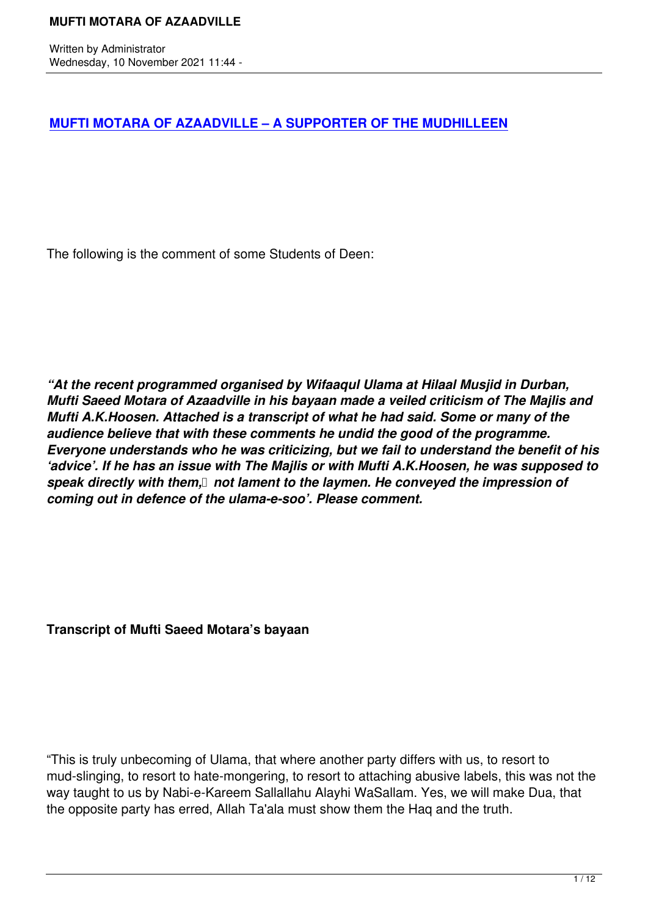# MUFTI MOTARA OF AZAADVILLE – A SUPPORTER OF THE MUDHILLEEN

The following is the comment of some Students of Deen:

***"At the recent programmed organised by Wifaaqul Ulama at Hilaal Musjid in Durban, Mufti Saeed Motara of Azaadville in his bayaan made a veiled criticism of The Majlis and Mufti A.K.Hoosen. Attached is a transcript of what he had said. Some or many of the audience believe that with these comments he undid the good of the programme. Everyone understands who he was criticizing, but we fail to understand the benefit of his 'advice'. If he has an issue with The Majlis or with Mufti A.K.Hoosen, he was supposed to speak directly with them, not lament to the laymen. He conveyed the impression of coming out in defence of the ulama-e-soo'. Please comment.***

**Transcript of Mufti Saeed Motara's bayaan**

"This is truly unbecoming of Ulama, that where another party differs with us, to resort to mud-slinging, to resort to hate-mongering, to resort to attaching abusive labels, this was not the way taught to us by Nabi-e-Kareem Sallallahu Alayhi WaSallam. Yes, we will make Dua, that the opposite party has erred, Allah Ta'ala must show them the Haq and the truth.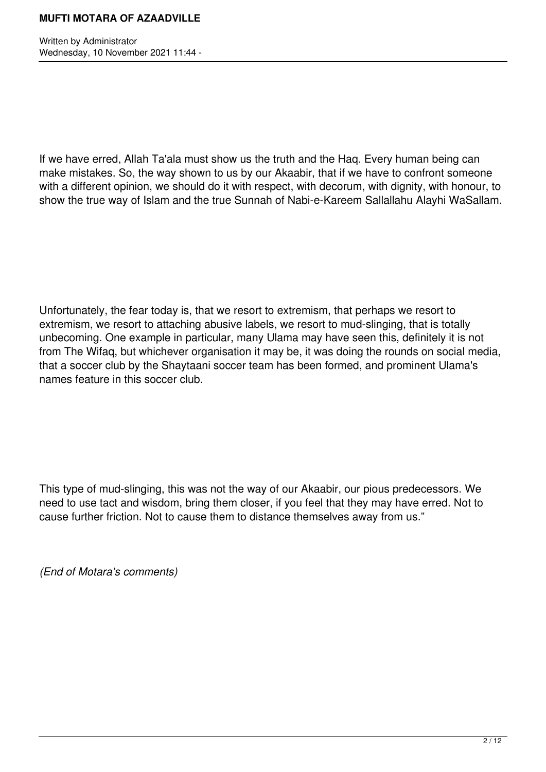If we have erred, Allah Ta'ala must show us the truth and the Haq. Every human being can make mistakes. So, the way shown to us by our Akaabir, that if we have to confront someone with a different opinion, we should do it with respect, with decorum, with dignity, with honour, to show the true way of Islam and the true Sunnah of Nabi-e-Kareem Sallallahu Alayhi WaSallam.

Unfortunately, the fear today is, that we resort to extremism, that perhaps we resort to extremism, we resort to attaching abusive labels, we resort to mud-slinging, that is totally unbecoming. One example in particular, many Ulama may have seen this, definitely it is not from The Wifaq, but whichever organisation it may be, it was doing the rounds on social media, that a soccer club by the Shaytaani soccer team has been formed, and prominent Ulama's names feature in this soccer club.

This type of mud-slinging, this was not the way of our Akaabir, our pious predecessors. We need to use tact and wisdom, bring them closer, if you feel that they may have erred. Not to cause further friction. Not to cause them to distance themselves away from us."

*(End of Motara's comments)*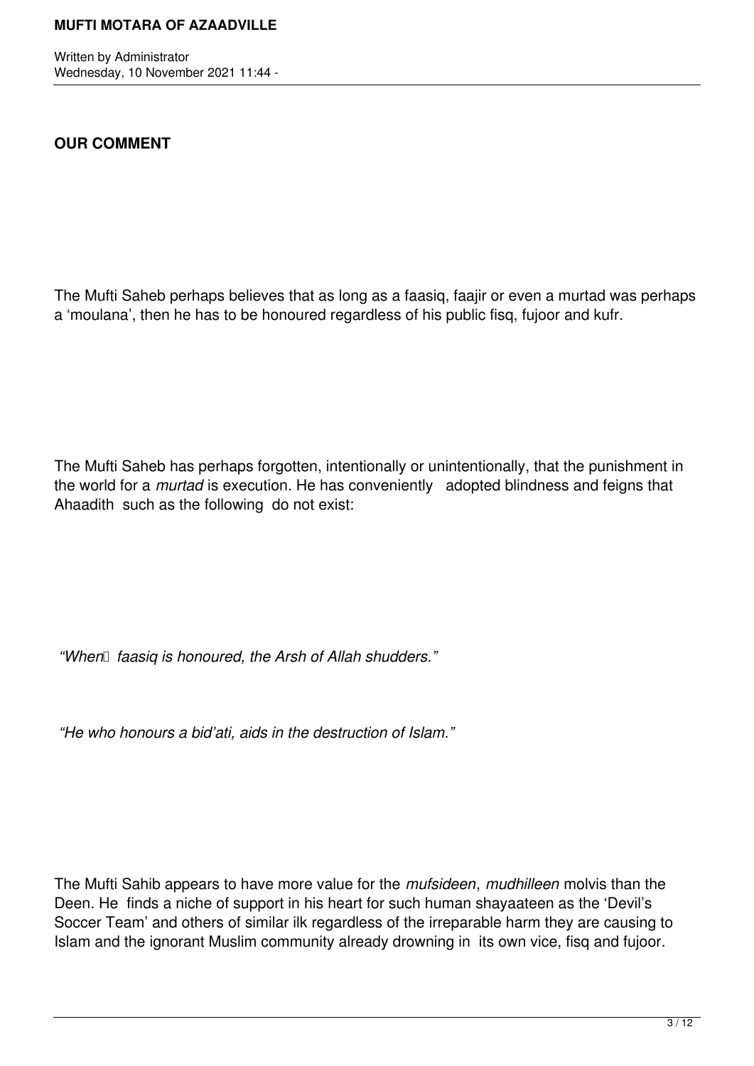**OUR COMMENT**

The Mufti Saheb perhaps believes that as long as a faasiq, faajir or even a murtad was perhaps a 'moulana', then he has to be honoured regardless of his public fisq, fujoor and kufr.

The Mufti Saheb has perhaps forgotten, intentionally or unintentionally, that the punishment in the world for a *murtad* is execution. He has conveniently adopted blindness and feigns that Ahaadith such as the following do not exist:

*"When faasiq is honoured, the Arsh of Allah shudders."*

*"He who honours a bid'ati, aids in the destruction of Islam."*

The Mufti Sahib appears to have more value for the *mufsideen*, *mudhilleen* molvis than the Deen. He finds a niche of support in his heart for such human shayaateen as the 'Devil's Soccer Team' and others of similar ilk regardless of the irreparable harm they are causing to Islam and the ignorant Muslim community already drowning in its own vice, fisq and fujoor.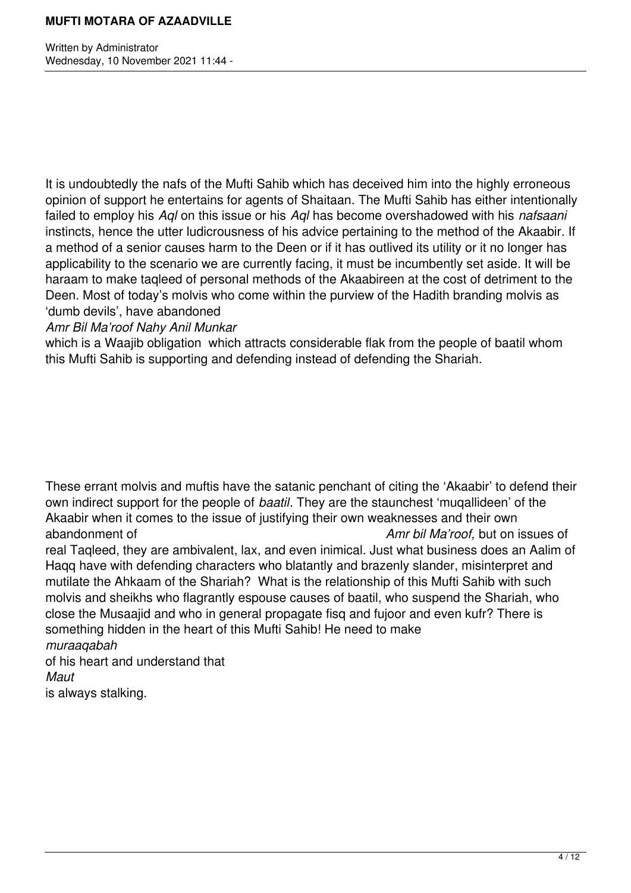It is undoubtedly the nafs of the Mufti Sahib which has deceived him into the highly erroneous opinion of support he entertains for agents of Shaitaan. The Mufti Sahib has either intentionally failed to employ his *Aql* on this issue or his *Aql* has become overshadowed with his *nafsaani* instincts, hence the utter ludicrousness of his advice pertaining to the method of the Akaabir. If a method of a senior causes harm to the Deen or if it has outlived its utility or it no longer has applicability to the scenario we are currently facing, it must be incumbently set aside. It will be haraam to make taqleed of personal methods of the Akaabireen at the cost of detriment to the Deen. Most of today's molvis who come within the purview of the Hadith branding molvis as 'dumb devils', have abandoned *Amr Bil Ma'roof Nahy Anil Munkar* which is a Waajib obligation which attracts considerable flak from the people of baatil whom this Mufti Sahib is supporting and defending instead of defending the Shariah.

These errant molvis and muftis have the satanic penchant of citing the 'Akaabir' to defend their own indirect support for the people of *baatil*. They are the staunchest 'muqallideen' of the Akaabir when it comes to the issue of justifying their own weaknesses and their own abandonment of *Amr bil Ma'roof,* but on issues of real Taqleed, they are ambivalent, lax, and even inimical. Just what business does an Aalim of Haqq have with defending characters who blatantly and brazenly slander, misinterpret and mutilate the Ahkaam of the Shariah? What is the relationship of this Mufti Sahib with such molvis and sheikhs who flagrantly espouse causes of baatil, who suspend the Shariah, who close the Musaajid and who in general propagate fisq and fujoor and even kufr? There is something hidden in the heart of this Mufti Sahib! He need to make *muraaqabah* of his heart and understand that *Maut* is always stalking.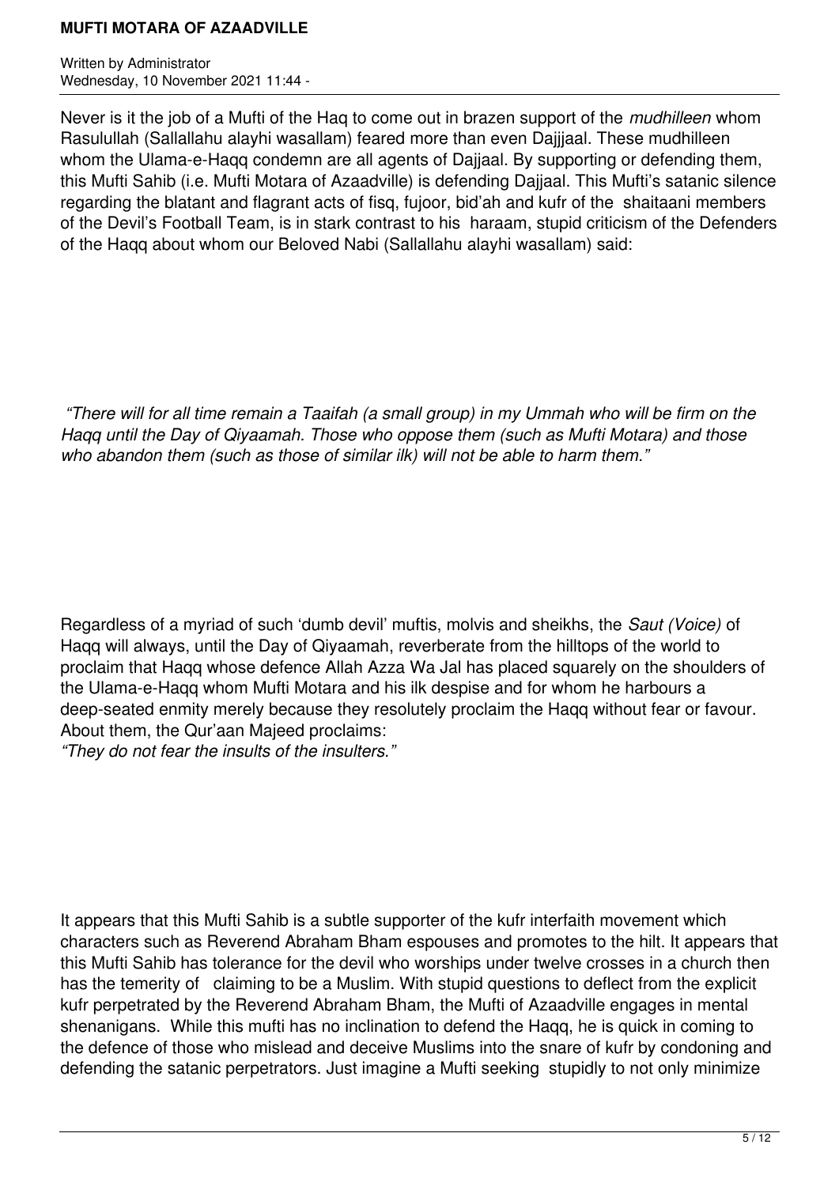Never is it the job of a Mufti of the Haq to come out in brazen support of the *mudhilleen* whom Rasulullah (Sallallahu alayhi wasallam) feared more than even Dajjjaal. These mudhilleen whom the Ulama-e-Haqq condemn are all agents of Dajjaal. By supporting or defending them, this Mufti Sahib (i.e. Mufti Motara of Azaadville) is defending Dajjaal. This Mufti's satanic silence regarding the blatant and flagrant acts of fisq, fujoor, bid'ah and kufr of the shaitaani members of the Devil's Football Team, is in stark contrast to his haraam, stupid criticism of the Defenders of the Haqq about whom our Beloved Nabi (Sallallahu alayhi wasallam) said:

*"There will for all time remain a Taaifah (a small group) in my Ummah who will be firm on the Haqq until the Day of Qiyaamah. Those who oppose them (such as Mufti Motara) and those who abandon them (such as those of similar ilk) will not be able to harm them."*

Regardless of a myriad of such 'dumb devil' muftis, molvis and sheikhs, the *Saut (Voice)* of Haqq will always, until the Day of Qiyaamah, reverberate from the hilltops of the world to proclaim that Haqq whose defence Allah Azza Wa Jal has placed squarely on the shoulders of the Ulama-e-Haqq whom Mufti Motara and his ilk despise and for whom he harbours a deep-seated enmity merely because they resolutely proclaim the Haqq without fear or favour. About them, the Qur'aan Majeed proclaims:
*"They do not fear the insults of the insulters."*

It appears that this Mufti Sahib is a subtle supporter of the kufr interfaith movement which characters such as Reverend Abraham Bham espouses and promotes to the hilt. It appears that this Mufti Sahib has tolerance for the devil who worships under twelve crosses in a church then has the temerity of claiming to be a Muslim. With stupid questions to deflect from the explicit kufr perpetrated by the Reverend Abraham Bham, the Mufti of Azaadville engages in mental shenanigans. While this mufti has no inclination to defend the Haqq, he is quick in coming to the defence of those who mislead and deceive Muslims into the snare of kufr by condoning and defending the satanic perpetrators. Just imagine a Mufti seeking stupidly to not only minimize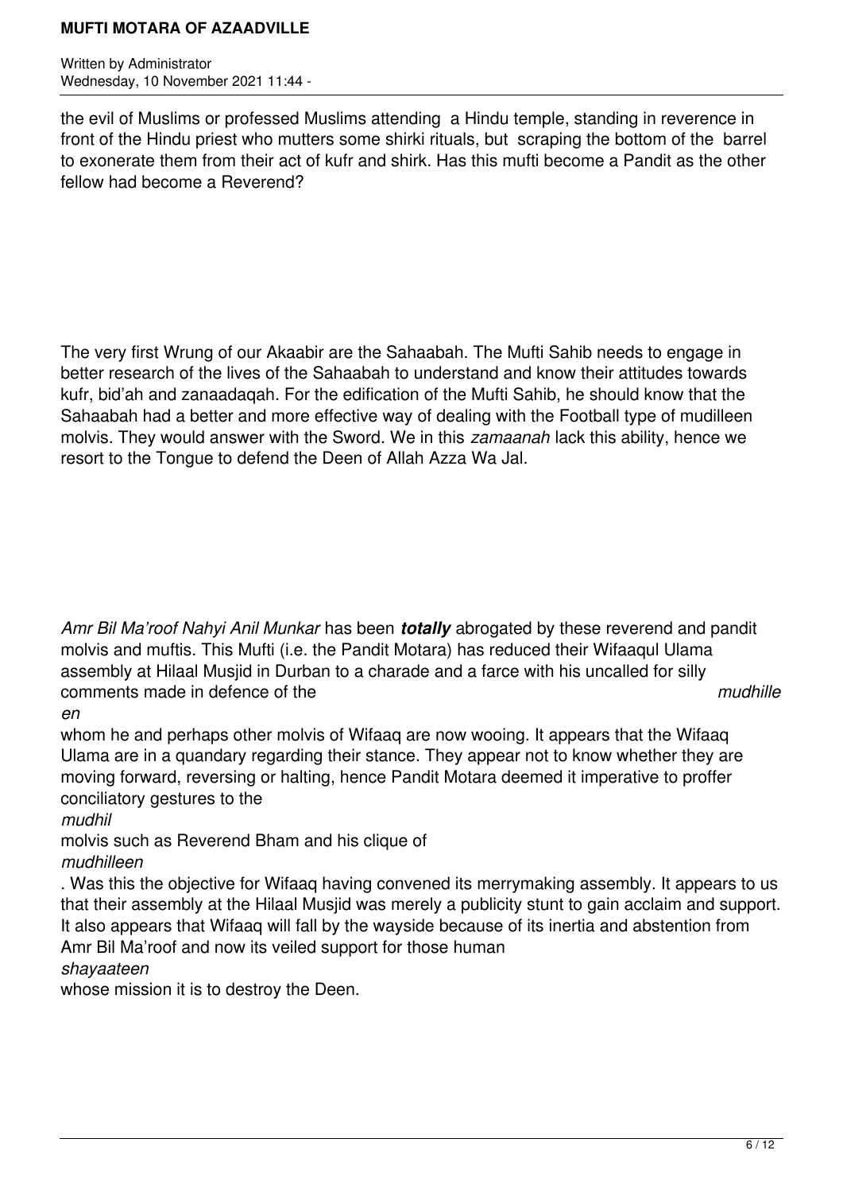the evil of Muslims or professed Muslims attending a Hindu temple, standing in reverence in front of the Hindu priest who mutters some shirki rituals, but scraping the bottom of the barrel to exonerate them from their act of kufr and shirk. Has this mufti become a Pandit as the other fellow had become a Reverend?

The very first Wrung of our Akaabir are the Sahaabah. The Mufti Sahib needs to engage in better research of the lives of the Sahaabah to understand and know their attitudes towards kufr, bid'ah and zanaadaqah. For the edification of the Mufti Sahib, he should know that the Sahaabah had a better and more effective way of dealing with the Football type of mudilleen molvis. They would answer with the Sword. We in this *zamaanah* lack this ability, hence we resort to the Tongue to defend the Deen of Allah Azza Wa Jal.

*Amr Bil Ma'roof Nahyi Anil Munkar* has been ***totally*** abrogated by these reverend and pandit molvis and muftis. This Mufti (i.e. the Pandit Motara) has reduced their Wifaaqul Ulama assembly at Hilaal Musjid in Durban to a charade and a farce with his uncalled for silly comments made in defence of the *mudhilleen* whom he and perhaps other molvis of Wifaaq are now wooing. It appears that the Wifaaq Ulama are in a quandary regarding their stance. They appear not to know whether they are moving forward, reversing or halting, hence Pandit Motara deemed it imperative to proffer conciliatory gestures to the *mudhil* molvis such as Reverend Bham and his clique of *mudhilleen*. Was this the objective for Wifaaq having convened its merrymaking assembly. It appears to us that their assembly at the Hilaal Musjid was merely a publicity stunt to gain acclaim and support. It also appears that Wifaaq will fall by the wayside because of its inertia and abstention from Amr Bil Ma'roof and now its veiled support for those human *shayaateen* whose mission it is to destroy the Deen.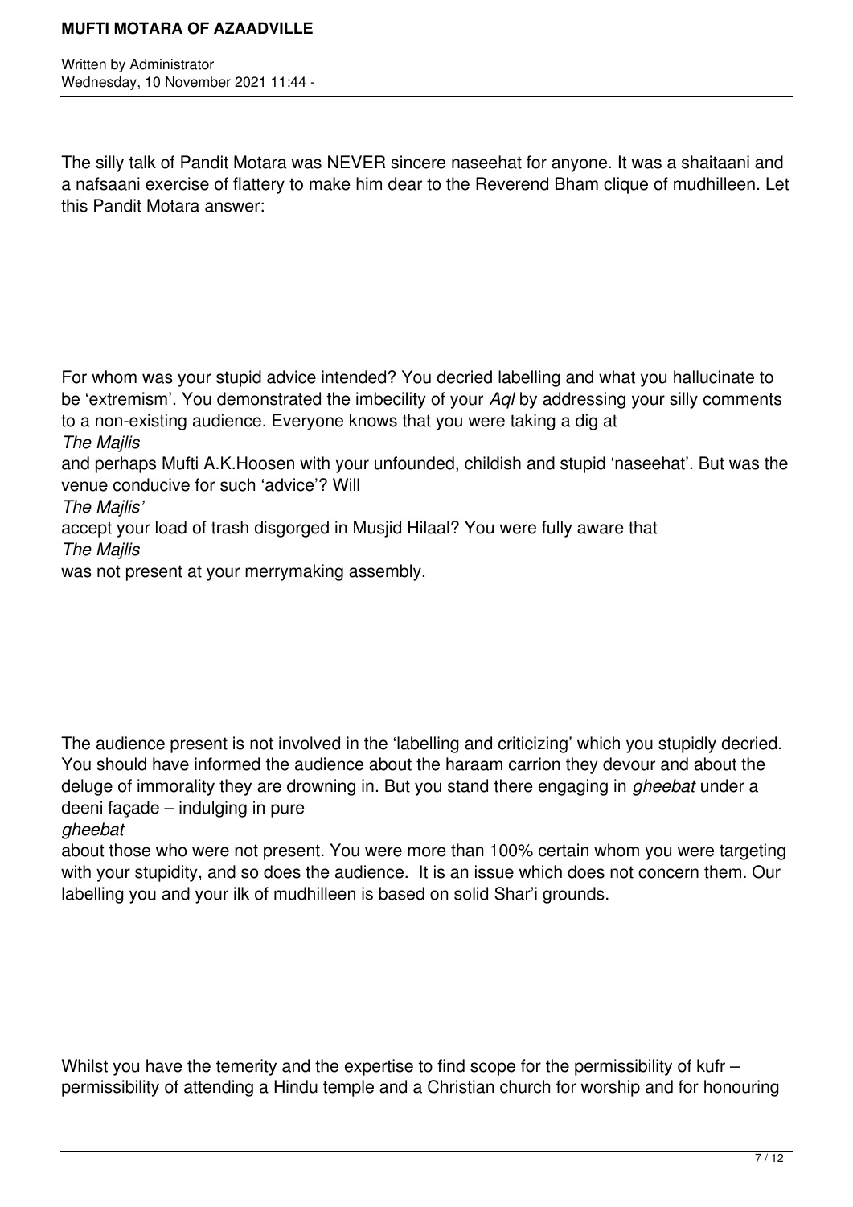The silly talk of Pandit Motara was NEVER sincere naseehat for anyone. It was a shaitaani and a nafsaani exercise of flattery to make him dear to the Reverend Bham clique of mudhilleen. Let this Pandit Motara answer:

For whom was your stupid advice intended? You decried labelling and what you hallucinate to be 'extremism'. You demonstrated the imbecility of your *Aql* by addressing your silly comments to a non-existing audience. Everyone knows that you were taking a dig at *The Majlis* and perhaps Mufti A.K.Hoosen with your unfounded, childish and stupid 'naseehat'. But was the venue conducive for such 'advice'? Will *The Majlis'* accept your load of trash disgorged in Musjid Hilaal? You were fully aware that *The Majlis* was not present at your merrymaking assembly.

The audience present is not involved in the 'labelling and criticizing' which you stupidly decried. You should have informed the audience about the haraam carrion they devour and about the deluge of immorality they are drowning in. But you stand there engaging in *gheebat* under a deeni façade – indulging in pure *gheebat* about those who were not present. You were more than 100% certain whom you were targeting with your stupidity, and so does the audience. It is an issue which does not concern them. Our labelling you and your ilk of mudhilleen is based on solid Shar'i grounds.

Whilst you have the temerity and the expertise to find scope for the permissibility of kufr – permissibility of attending a Hindu temple and a Christian church for worship and for honouring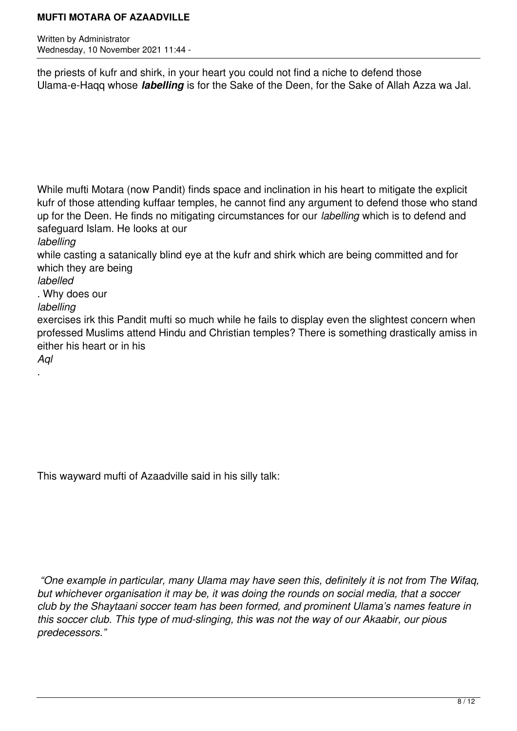the priests of kufr and shirk, in your heart you could not find a niche to defend those Ulama-e-Haqq whose ***labelling*** is for the Sake of the Deen, for the Sake of Allah Azza wa Jal.

While mufti Motara (now Pandit) finds space and inclination in his heart to mitigate the explicit kufr of those attending kuffaar temples, he cannot find any argument to defend those who stand up for the Deen. He finds no mitigating circumstances for our *labelling* which is to defend and safeguard Islam. He looks at our *labelling* while casting a satanically blind eye at the kufr and shirk which are being committed and for which they are being *labelled*. Why does our *labelling* exercises irk this Pandit mufti so much while he fails to display even the slightest concern when professed Muslims attend Hindu and Christian temples? There is something drastically amiss in either his heart or in his *Aql*.

This wayward mufti of Azaadville said in his silly talk:

*"One example in particular, many Ulama may have seen this, definitely it is not from The Wifaq, but whichever organisation it may be, it was doing the rounds on social media, that a soccer club by the Shaytaani soccer team has been formed, and prominent Ulama's names feature in this soccer club. This type of mud-slinging, this was not the way of our Akaabir, our pious predecessors."*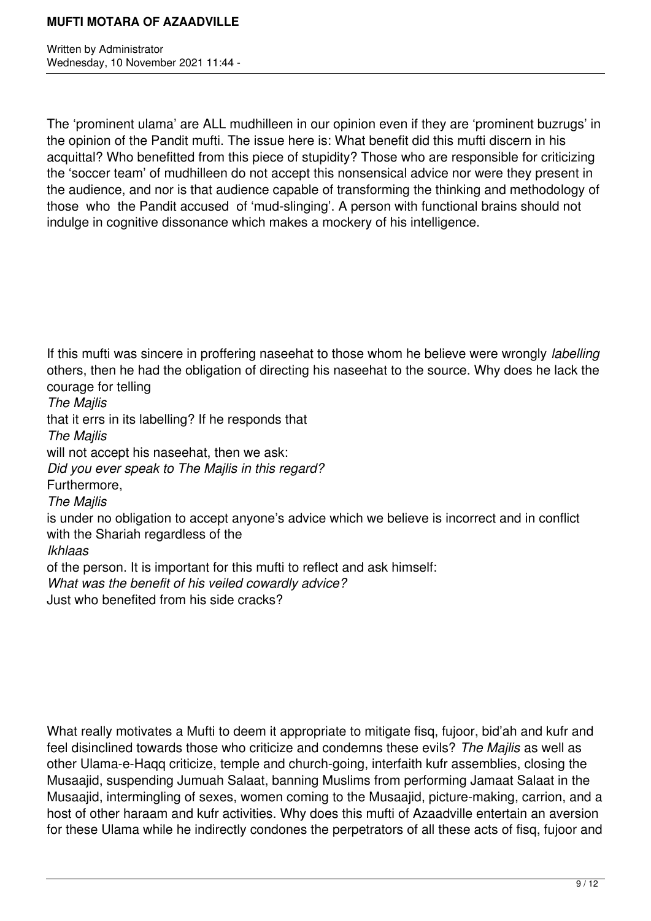The 'prominent ulama' are ALL mudhilleen in our opinion even if they are 'prominent buzrugs' in the opinion of the Pandit mufti. The issue here is: What benefit did this mufti discern in his acquittal? Who benefitted from this piece of stupidity? Those who are responsible for criticizing the 'soccer team' of mudhilleen do not accept this nonsensical advice nor were they present in the audience, and nor is that audience capable of transforming the thinking and methodology of those who the Pandit accused of 'mud-slinging'. A person with functional brains should not indulge in cognitive dissonance which makes a mockery of his intelligence.

If this mufti was sincere in proffering naseehat to those whom he believe were wrongly *labelling* others, then he had the obligation of directing his naseehat to the source. Why does he lack the courage for telling *The Majlis* that it errs in its labelling? If he responds that *The Majlis* will not accept his naseehat, then we ask: *Did you ever speak to The Majlis in this regard?* Furthermore, *The Majlis* is under no obligation to accept anyone's advice which we believe is incorrect and in conflict with the Shariah regardless of the *Ikhlaas* of the person. It is important for this mufti to reflect and ask himself: *What was the benefit of his veiled cowardly advice?* Just who benefited from his side cracks?

What really motivates a Mufti to deem it appropriate to mitigate fisq, fujoor, bid'ah and kufr and feel disinclined towards those who criticize and condemns these evils? *The Majlis* as well as other Ulama-e-Haqq criticize, temple and church-going, interfaith kufr assemblies, closing the Musaajid, suspending Jumuah Salaat, banning Muslims from performing Jamaat Salaat in the Musaajid, intermingling of sexes, women coming to the Musaajid, picture-making, carrion, and a host of other haraam and kufr activities. Why does this mufti of Azaadville entertain an aversion for these Ulama while he indirectly condones the perpetrators of all these acts of fisq, fujoor and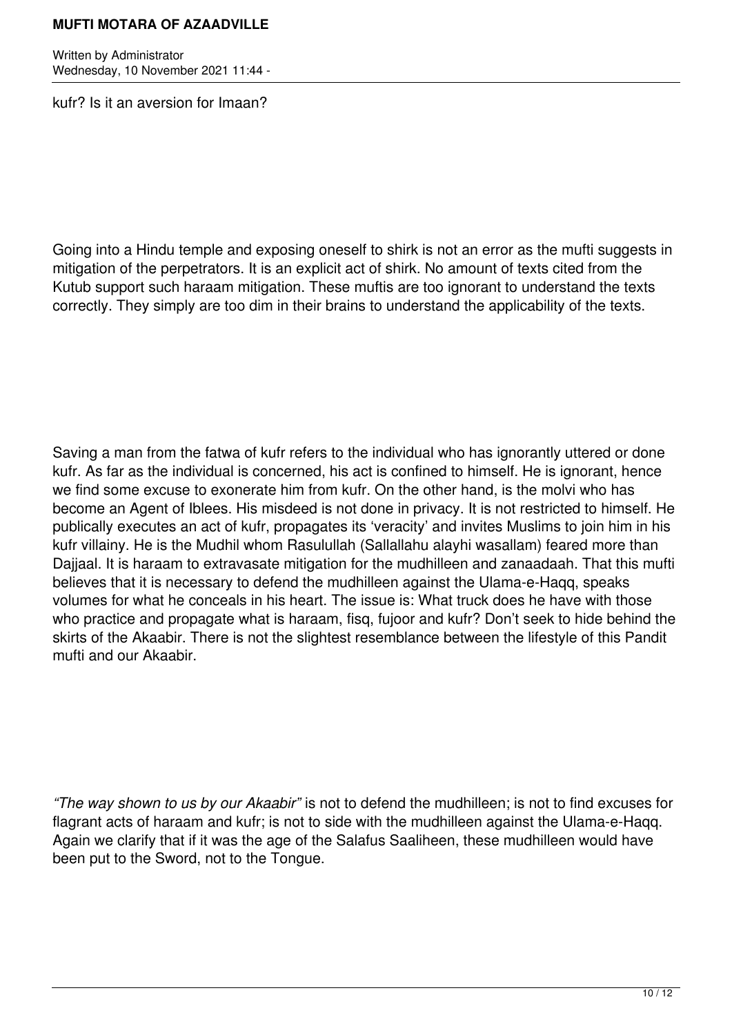kufr? Is it an aversion for Imaan?

Going into a Hindu temple and exposing oneself to shirk is not an error as the mufti suggests in mitigation of the perpetrators. It is an explicit act of shirk. No amount of texts cited from the Kutub support such haraam mitigation. These muftis are too ignorant to understand the texts correctly. They simply are too dim in their brains to understand the applicability of the texts.

Saving a man from the fatwa of kufr refers to the individual who has ignorantly uttered or done kufr. As far as the individual is concerned, his act is confined to himself. He is ignorant, hence we find some excuse to exonerate him from kufr. On the other hand, is the molvi who has become an Agent of Iblees. His misdeed is not done in privacy. It is not restricted to himself. He publically executes an act of kufr, propagates its 'veracity' and invites Muslims to join him in his kufr villainy. He is the Mudhil whom Rasulullah (Sallallahu alayhi wasallam) feared more than Dajjaal. It is haraam to extravasate mitigation for the mudhilleen and zanaadaah. That this mufti believes that it is necessary to defend the mudhilleen against the Ulama-e-Haqq, speaks volumes for what he conceals in his heart. The issue is: What truck does he have with those who practice and propagate what is haraam, fisq, fujoor and kufr? Don't seek to hide behind the skirts of the Akaabir. There is not the slightest resemblance between the lifestyle of this Pandit mufti and our Akaabir.

*"The way shown to us by our Akaabir"* is not to defend the mudhilleen; is not to find excuses for flagrant acts of haraam and kufr; is not to side with the mudhilleen against the Ulama-e-Haqq. Again we clarify that if it was the age of the Salafus Saaliheen, these mudhilleen would have been put to the Sword, not to the Tongue.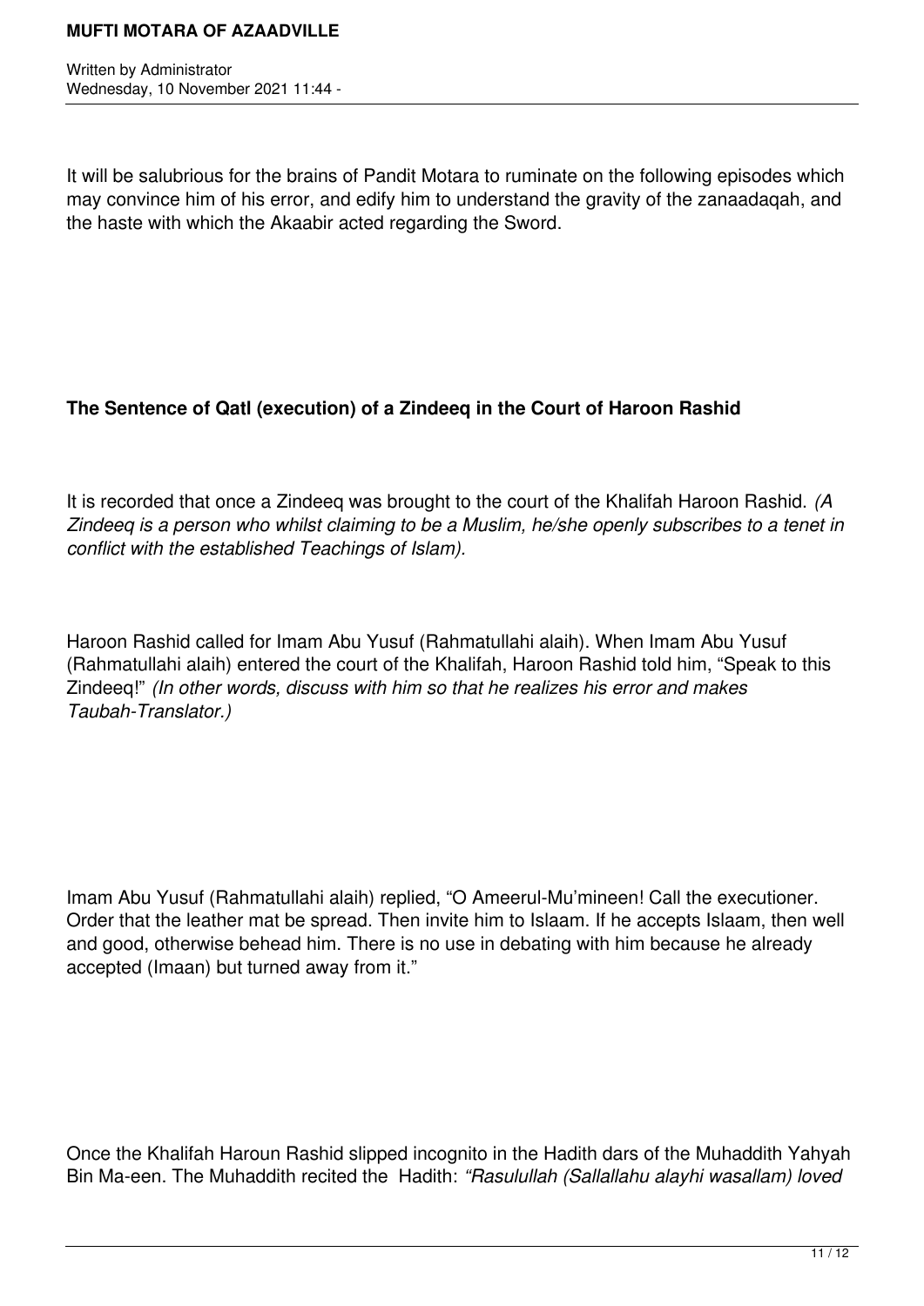It will be salubrious for the brains of Pandit Motara to ruminate on the following episodes which may convince him of his error, and edify him to understand the gravity of the zanaadaqah, and the haste with which the Akaabir acted regarding the Sword.

**The Sentence of Qatl (execution) of a Zindeeq in the Court of Haroon Rashid**

It is recorded that once a Zindeeq was brought to the court of the Khalifah Haroon Rashid. *(A Zindeeq is a person who whilst claiming to be a Muslim, he/she openly subscribes to a tenet in conflict with the established Teachings of Islam).*

Haroon Rashid called for Imam Abu Yusuf (Rahmatullahi alaih). When Imam Abu Yusuf (Rahmatullahi alaih) entered the court of the Khalifah, Haroon Rashid told him, "Speak to this Zindeeq!" *(In other words, discuss with him so that he realizes his error and makes Taubah-Translator.)*

Imam Abu Yusuf (Rahmatullahi alaih) replied, "O Ameerul-Mu'mineen! Call the executioner. Order that the leather mat be spread. Then invite him to Islaam. If he accepts Islaam, then well and good, otherwise behead him. There is no use in debating with him because he already accepted (Imaan) but turned away from it."

Once the Khalifah Haroun Rashid slipped incognito in the Hadith dars of the Muhaddith Yahyah Bin Ma-een. The Muhaddith recited the Hadith: *"Rasulullah (Sallallahu alayhi wasallam) loved*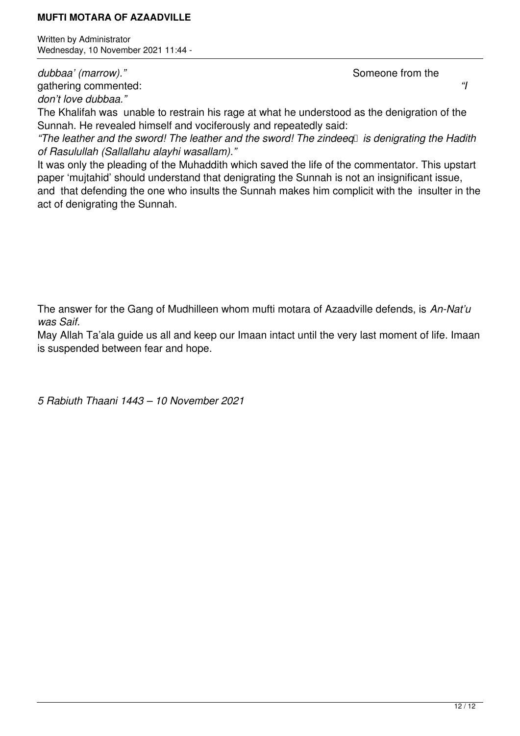*dubbaa' (marrow)."* Someone from the gathering commented: *"I don't love dubbaa."*

The Khalifah was unable to restrain his rage at what he understood as the denigration of the Sunnah. He revealed himself and vociferously and repeatedly said:

*"The leather and the sword! The leather and the sword! The zindeeq is denigrating the Hadith of Rasulullah (Sallallahu alayhi wasallam)."*

It was only the pleading of the Muhaddith which saved the life of the commentator. This upstart paper 'mujtahid' should understand that denigrating the Sunnah is not an insignificant issue, and that defending the one who insults the Sunnah makes him complicit with the insulter in the act of denigrating the Sunnah.

The answer for the Gang of Mudhilleen whom mufti motara of Azaadville defends, is *An-Nat'u was Saif.*

May Allah Ta'ala guide us all and keep our Imaan intact until the very last moment of life. Imaan is suspended between fear and hope.

*5 Rabiuth Thaani 1443 – 10 November 2021*